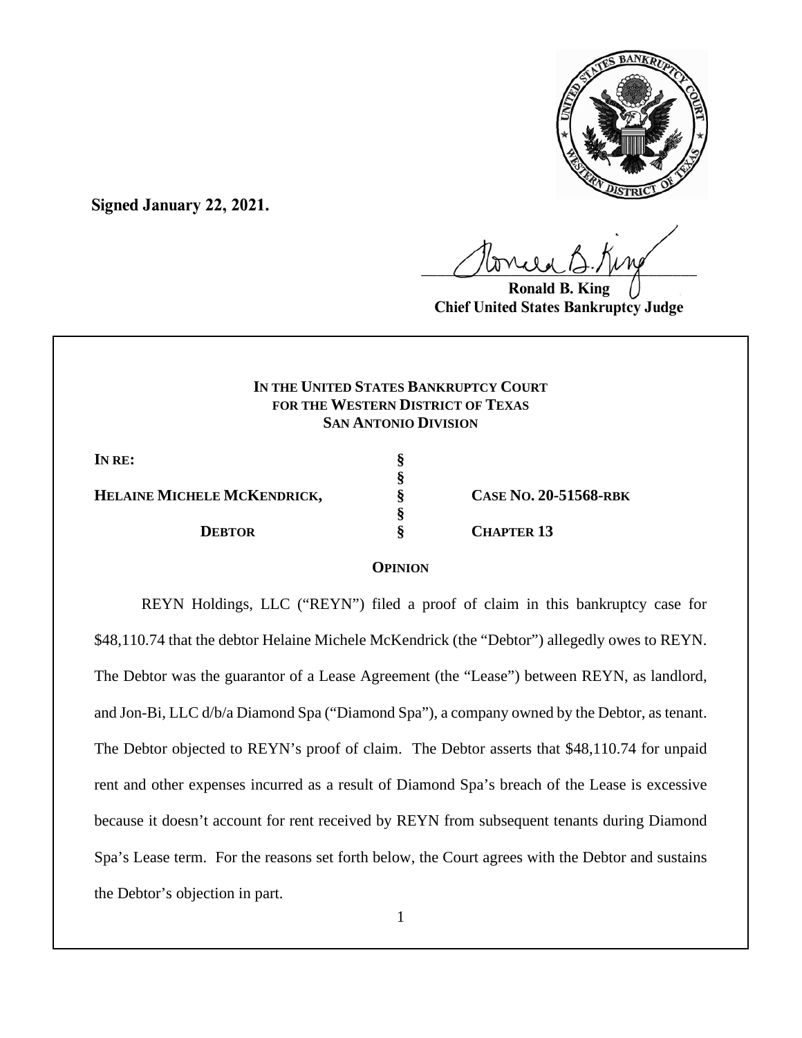**Signed January 22, 2021.**

Ronald B. King
Chief United States Bankruptcy Judge

**IN THE UNITED STATES BANKRUPTCY COURT**
**FOR THE WESTERN DISTRICT OF TEXAS**
**SAN ANTONIO DIVISION**

| | | |
|---|---|---|
| **IN RE:** | § | |
| | § | |
| **HELAINE MICHELE MCKENDRICK,** | § | **CASE NO. 20-51568-RBK** |
| | § | |
| **DEBTOR** | § | **CHAPTER 13** |

**OPINION**

REYN Holdings, LLC ("REYN") filed a proof of claim in this bankruptcy case for \$48,110.74 that the debtor Helaine Michele McKendrick (the "Debtor") allegedly owes to REYN. The Debtor was the guarantor of a Lease Agreement (the "Lease") between REYN, as landlord, and Jon-Bi, LLC d/b/a Diamond Spa ("Diamond Spa"), a company owned by the Debtor, as tenant. The Debtor objected to REYN's proof of claim. The Debtor asserts that \$48,110.74 for unpaid rent and other expenses incurred as a result of Diamond Spa's breach of the Lease is excessive because it doesn't account for rent received by REYN from subsequent tenants during Diamond Spa's Lease term. For the reasons set forth below, the Court agrees with the Debtor and sustains the Debtor's objection in part.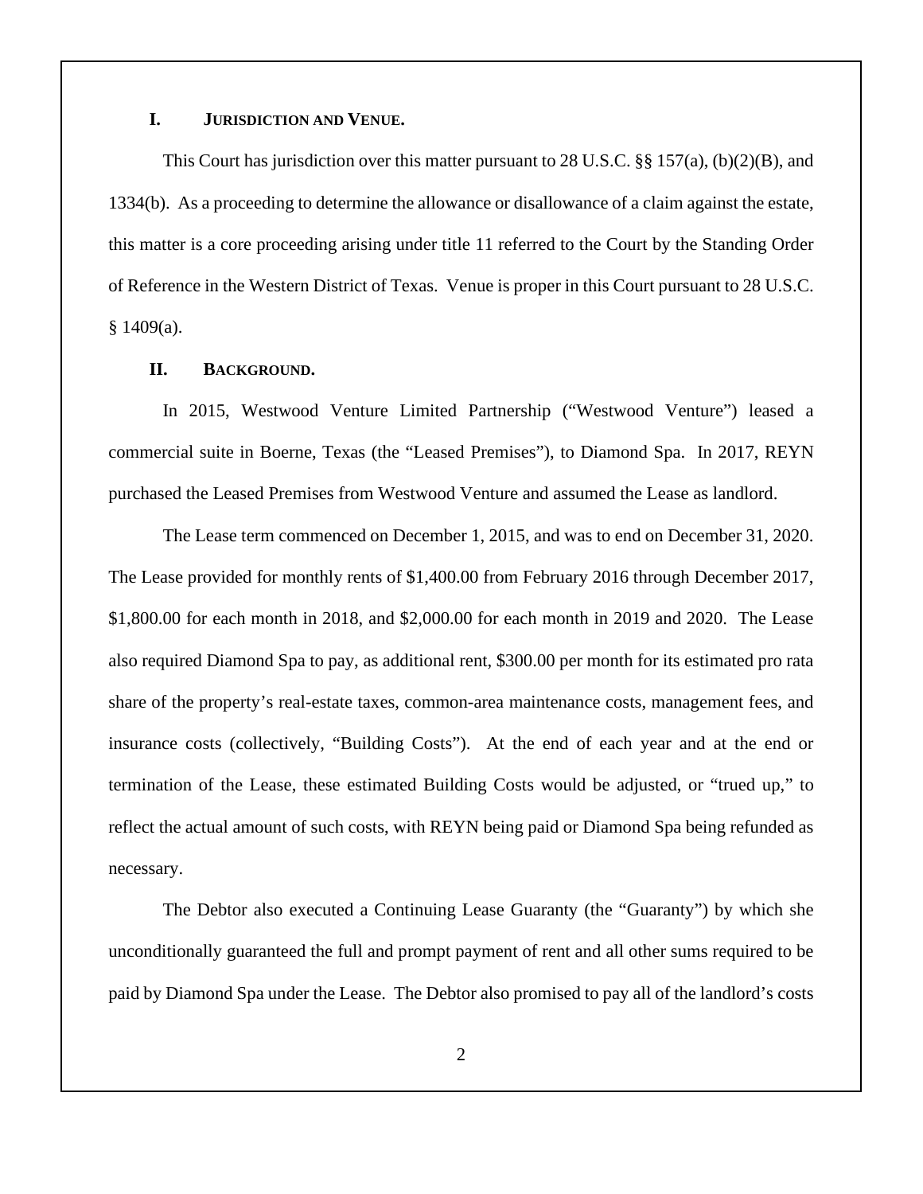## I. JURISDICTION AND VENUE.

This Court has jurisdiction over this matter pursuant to 28 U.S.C. §§ 157(a), (b)(2)(B), and 1334(b). As a proceeding to determine the allowance or disallowance of a claim against the estate, this matter is a core proceeding arising under title 11 referred to the Court by the Standing Order of Reference in the Western District of Texas. Venue is proper in this Court pursuant to 28 U.S.C. § 1409(a).

## II. BACKGROUND.

In 2015, Westwood Venture Limited Partnership ("Westwood Venture") leased a commercial suite in Boerne, Texas (the "Leased Premises"), to Diamond Spa. In 2017, REYN purchased the Leased Premises from Westwood Venture and assumed the Lease as landlord.

The Lease term commenced on December 1, 2015, and was to end on December 31, 2020. The Lease provided for monthly rents of $1,400.00 from February 2016 through December 2017, $1,800.00 for each month in 2018, and $2,000.00 for each month in 2019 and 2020. The Lease also required Diamond Spa to pay, as additional rent, $300.00 per month for its estimated pro rata share of the property's real-estate taxes, common-area maintenance costs, management fees, and insurance costs (collectively, "Building Costs"). At the end of each year and at the end or termination of the Lease, these estimated Building Costs would be adjusted, or "trued up," to reflect the actual amount of such costs, with REYN being paid or Diamond Spa being refunded as necessary.

The Debtor also executed a Continuing Lease Guaranty (the "Guaranty") by which she unconditionally guaranteed the full and prompt payment of rent and all other sums required to be paid by Diamond Spa under the Lease. The Debtor also promised to pay all of the landlord's costs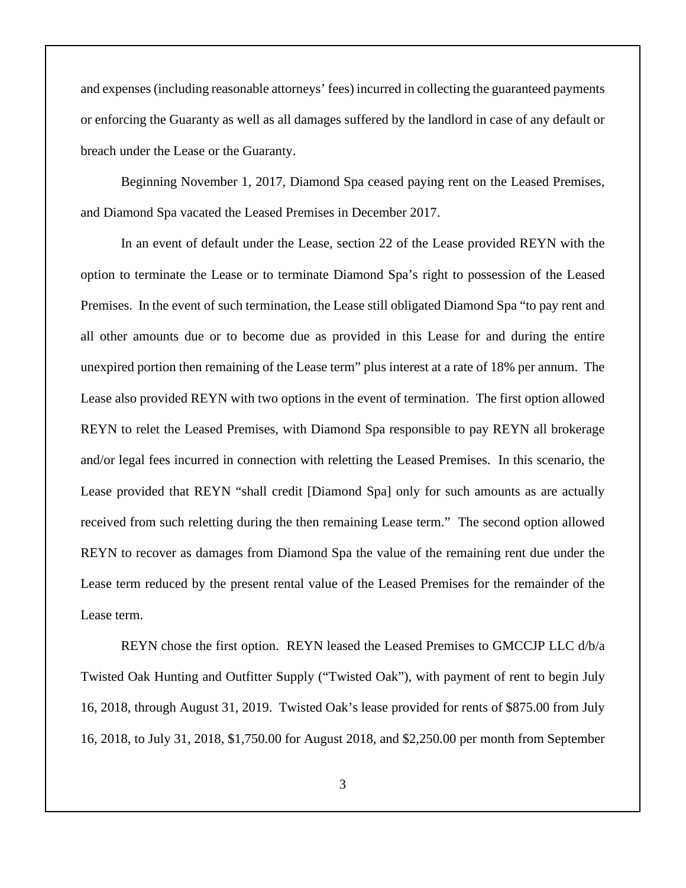and expenses (including reasonable attorneys' fees) incurred in collecting the guaranteed payments or enforcing the Guaranty as well as all damages suffered by the landlord in case of any default or breach under the Lease or the Guaranty.

Beginning November 1, 2017, Diamond Spa ceased paying rent on the Leased Premises, and Diamond Spa vacated the Leased Premises in December 2017.

In an event of default under the Lease, section 22 of the Lease provided REYN with the option to terminate the Lease or to terminate Diamond Spa's right to possession of the Leased Premises. In the event of such termination, the Lease still obligated Diamond Spa "to pay rent and all other amounts due or to become due as provided in this Lease for and during the entire unexpired portion then remaining of the Lease term" plus interest at a rate of 18% per annum. The Lease also provided REYN with two options in the event of termination. The first option allowed REYN to relet the Leased Premises, with Diamond Spa responsible to pay REYN all brokerage and/or legal fees incurred in connection with reletting the Leased Premises. In this scenario, the Lease provided that REYN "shall credit [Diamond Spa] only for such amounts as are actually received from such reletting during the then remaining Lease term." The second option allowed REYN to recover as damages from Diamond Spa the value of the remaining rent due under the Lease term reduced by the present rental value of the Leased Premises for the remainder of the Lease term.

REYN chose the first option. REYN leased the Leased Premises to GMCCJP LLC d/b/a Twisted Oak Hunting and Outfitter Supply ("Twisted Oak"), with payment of rent to begin July 16, 2018, through August 31, 2019. Twisted Oak's lease provided for rents of $875.00 from July 16, 2018, to July 31, 2018, $1,750.00 for August 2018, and $2,250.00 per month from September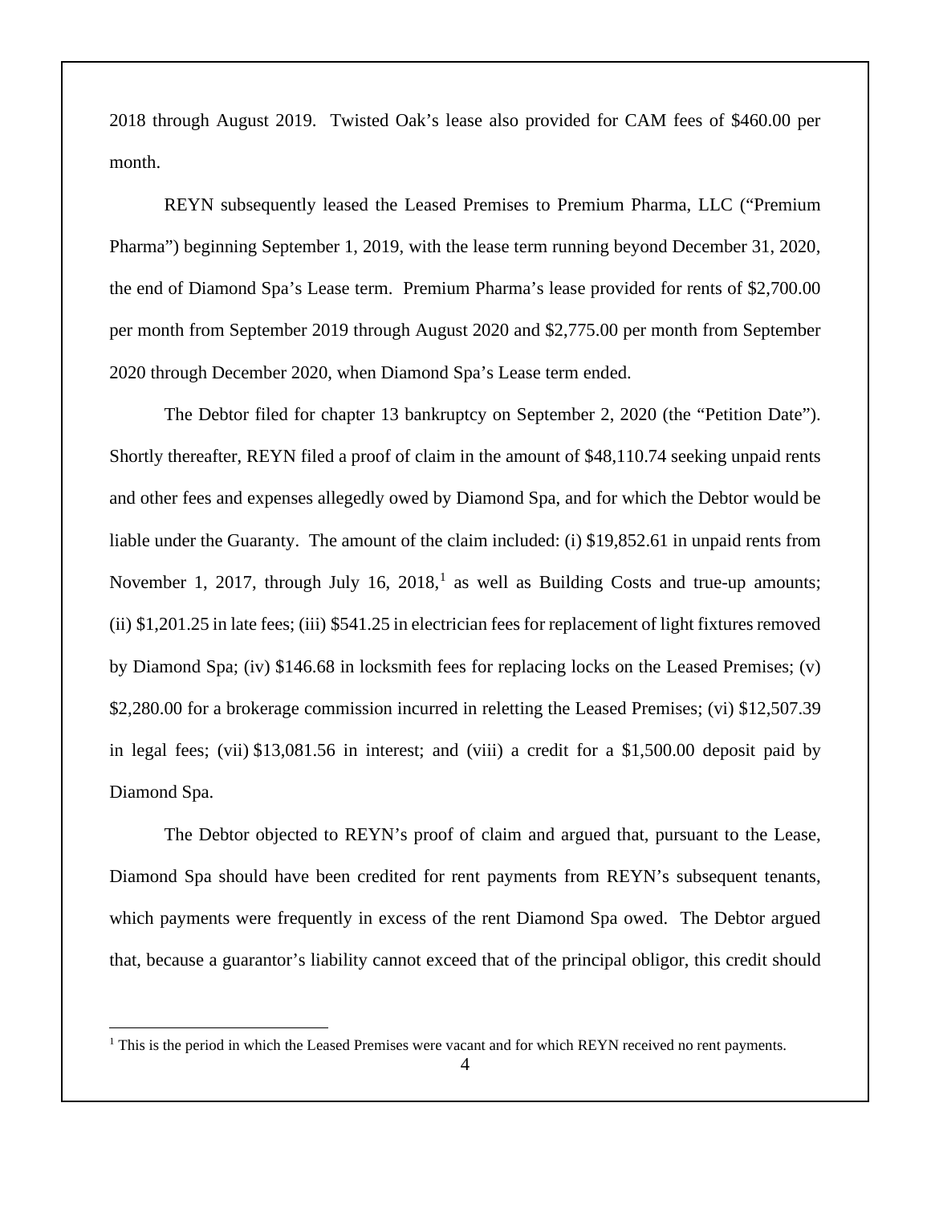2018 through August 2019. Twisted Oak's lease also provided for CAM fees of $460.00 per month.

REYN subsequently leased the Leased Premises to Premium Pharma, LLC ("Premium Pharma") beginning September 1, 2019, with the lease term running beyond December 31, 2020, the end of Diamond Spa's Lease term. Premium Pharma's lease provided for rents of $2,700.00 per month from September 2019 through August 2020 and $2,775.00 per month from September 2020 through December 2020, when Diamond Spa's Lease term ended.

The Debtor filed for chapter 13 bankruptcy on September 2, 2020 (the "Petition Date"). Shortly thereafter, REYN filed a proof of claim in the amount of $48,110.74 seeking unpaid rents and other fees and expenses allegedly owed by Diamond Spa, and for which the Debtor would be liable under the Guaranty. The amount of the claim included: (i) $19,852.61 in unpaid rents from November 1, 2017, through July 16, 2018,[1] as well as Building Costs and true-up amounts; (ii) $1,201.25 in late fees; (iii) $541.25 in electrician fees for replacement of light fixtures removed by Diamond Spa; (iv) $146.68 in locksmith fees for replacing locks on the Leased Premises; (v) $2,280.00 for a brokerage commission incurred in reletting the Leased Premises; (vi) $12,507.39 in legal fees; (vii) $13,081.56 in interest; and (viii) a credit for a $1,500.00 deposit paid by Diamond Spa.

The Debtor objected to REYN's proof of claim and argued that, pursuant to the Lease, Diamond Spa should have been credited for rent payments from REYN's subsequent tenants, which payments were frequently in excess of the rent Diamond Spa owed. The Debtor argued that, because a guarantor's liability cannot exceed that of the principal obligor, this credit should

[1] This is the period in which the Leased Premises were vacant and for which REYN received no rent payments.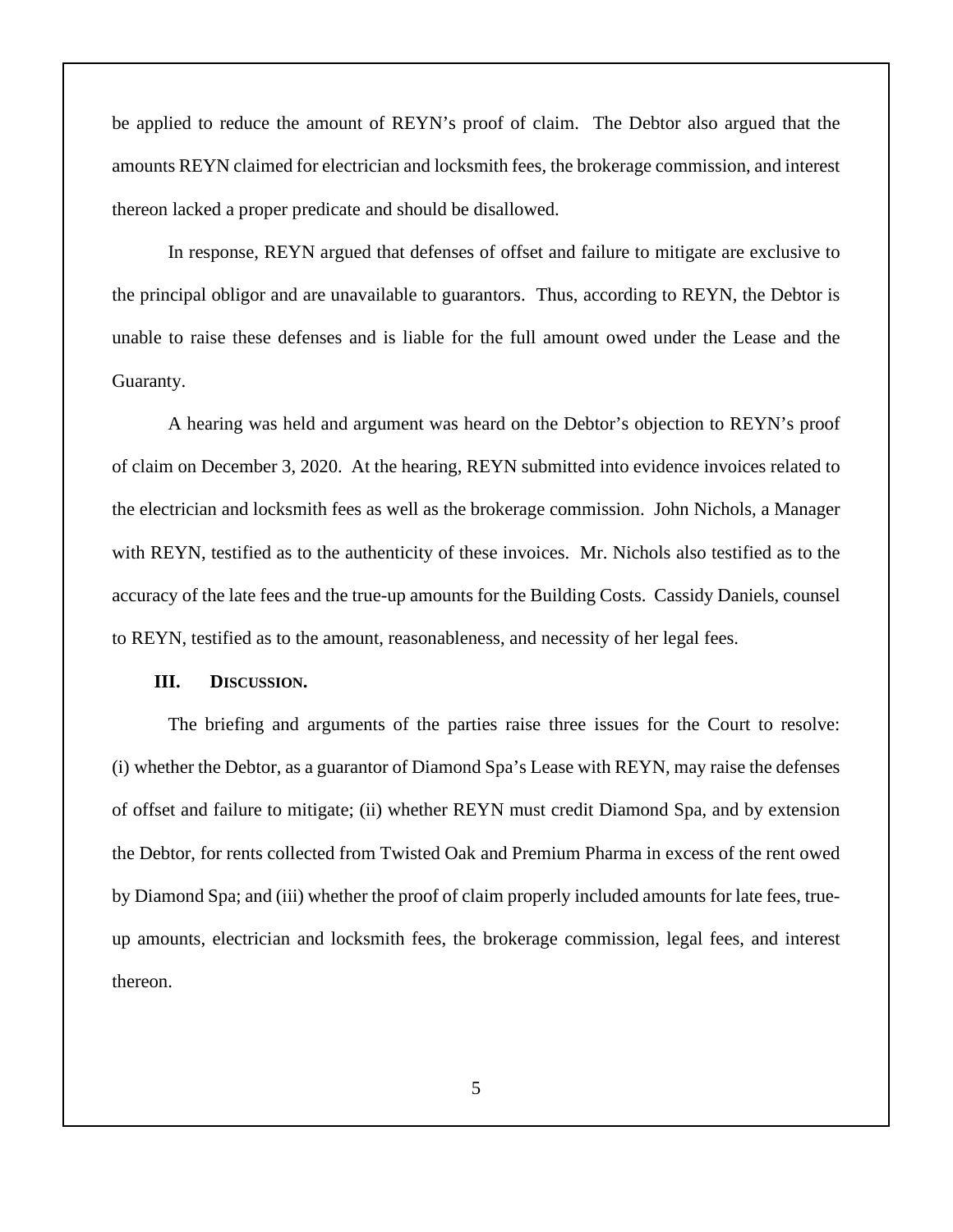be applied to reduce the amount of REYN's proof of claim. The Debtor also argued that the amounts REYN claimed for electrician and locksmith fees, the brokerage commission, and interest thereon lacked a proper predicate and should be disallowed.

In response, REYN argued that defenses of offset and failure to mitigate are exclusive to the principal obligor and are unavailable to guarantors. Thus, according to REYN, the Debtor is unable to raise these defenses and is liable for the full amount owed under the Lease and the Guaranty.

A hearing was held and argument was heard on the Debtor's objection to REYN's proof of claim on December 3, 2020. At the hearing, REYN submitted into evidence invoices related to the electrician and locksmith fees as well as the brokerage commission. John Nichols, a Manager with REYN, testified as to the authenticity of these invoices. Mr. Nichols also testified as to the accuracy of the late fees and the true-up amounts for the Building Costs. Cassidy Daniels, counsel to REYN, testified as to the amount, reasonableness, and necessity of her legal fees.

## III. DISCUSSION.

The briefing and arguments of the parties raise three issues for the Court to resolve: (i) whether the Debtor, as a guarantor of Diamond Spa's Lease with REYN, may raise the defenses of offset and failure to mitigate; (ii) whether REYN must credit Diamond Spa, and by extension the Debtor, for rents collected from Twisted Oak and Premium Pharma in excess of the rent owed by Diamond Spa; and (iii) whether the proof of claim properly included amounts for late fees, true-up amounts, electrician and locksmith fees, the brokerage commission, legal fees, and interest thereon.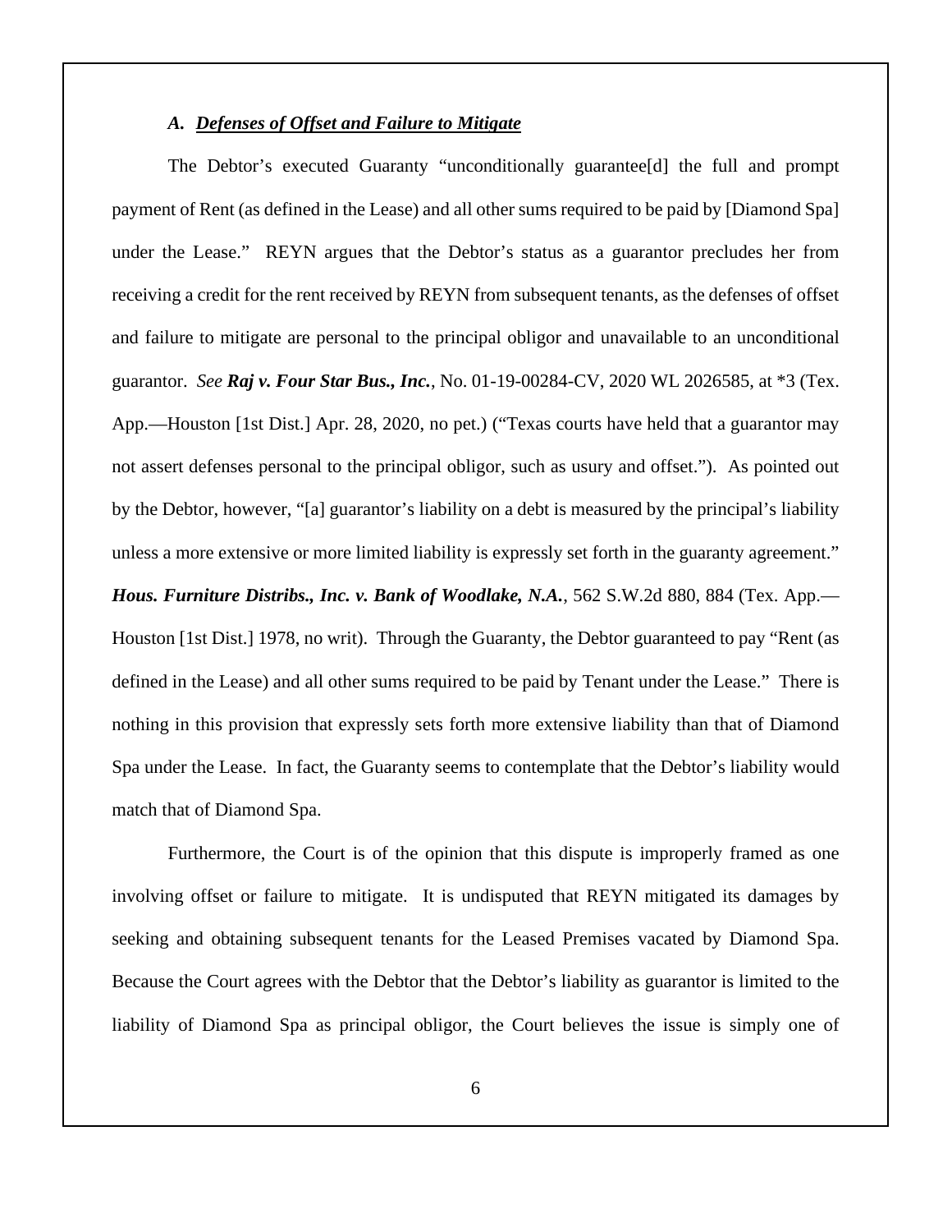### *A. Defenses of Offset and Failure to Mitigate*

The Debtor's executed Guaranty "unconditionally guarantee[d] the full and prompt payment of Rent (as defined in the Lease) and all other sums required to be paid by [Diamond Spa] under the Lease." REYN argues that the Debtor's status as a guarantor precludes her from receiving a credit for the rent received by REYN from subsequent tenants, as the defenses of offset and failure to mitigate are personal to the principal obligor and unavailable to an unconditional guarantor. *See* ***Raj v. Four Star Bus., Inc.***, No. 01-19-00284-CV, 2020 WL 2026585, at *3 (Tex. App.—Houston [1st Dist.] Apr. 28, 2020, no pet.) ("Texas courts have held that a guarantor may not assert defenses personal to the principal obligor, such as usury and offset."). As pointed out by the Debtor, however, "[a] guarantor's liability on a debt is measured by the principal's liability unless a more extensive or more limited liability is expressly set forth in the guaranty agreement." ***Hous. Furniture Distribs., Inc. v. Bank of Woodlake, N.A.***, 562 S.W.2d 880, 884 (Tex. App.—Houston [1st Dist.] 1978, no writ). Through the Guaranty, the Debtor guaranteed to pay "Rent (as defined in the Lease) and all other sums required to be paid by Tenant under the Lease." There is nothing in this provision that expressly sets forth more extensive liability than that of Diamond Spa under the Lease. In fact, the Guaranty seems to contemplate that the Debtor's liability would match that of Diamond Spa.

Furthermore, the Court is of the opinion that this dispute is improperly framed as one involving offset or failure to mitigate. It is undisputed that REYN mitigated its damages by seeking and obtaining subsequent tenants for the Leased Premises vacated by Diamond Spa. Because the Court agrees with the Debtor that the Debtor's liability as guarantor is limited to the liability of Diamond Spa as principal obligor, the Court believes the issue is simply one of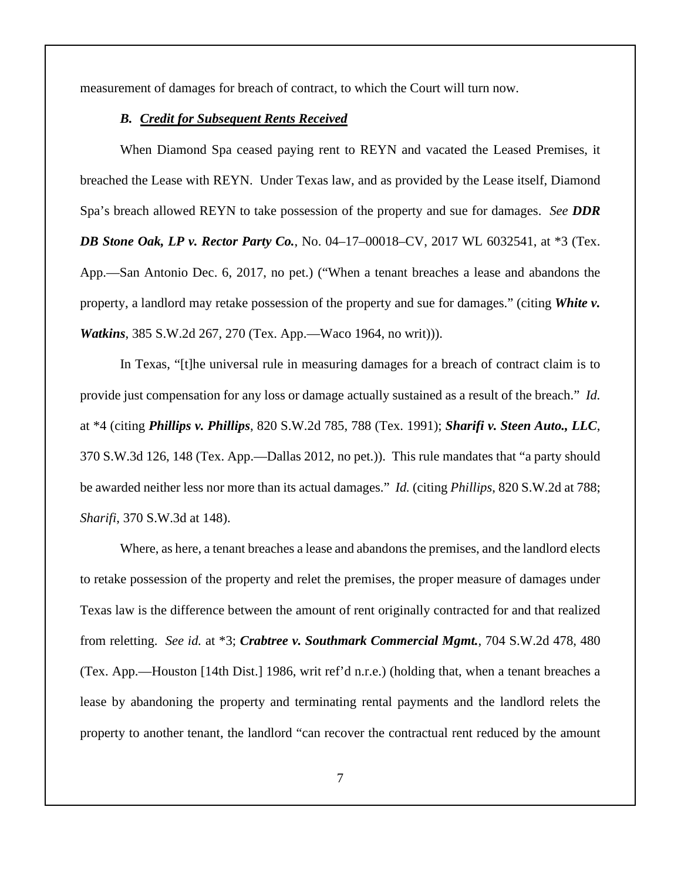measurement of damages for breach of contract, to which the Court will turn now.

### *B. Credit for Subsequent Rents Received*

When Diamond Spa ceased paying rent to REYN and vacated the Leased Premises, it breached the Lease with REYN. Under Texas law, and as provided by the Lease itself, Diamond Spa's breach allowed REYN to take possession of the property and sue for damages. *See* ***DDR DB Stone Oak, LP v. Rector Party Co.***, No. 04–17–00018–CV, 2017 WL 6032541, at *3 (Tex. App.—San Antonio Dec. 6, 2017, no pet.) ("When a tenant breaches a lease and abandons the property, a landlord may retake possession of the property and sue for damages." (citing ***White v. Watkins***, 385 S.W.2d 267, 270 (Tex. App.—Waco 1964, no writ))).

In Texas, "[t]he universal rule in measuring damages for a breach of contract claim is to provide just compensation for any loss or damage actually sustained as a result of the breach." *Id.* at *4 (citing ***Phillips v. Phillips***, 820 S.W.2d 785, 788 (Tex. 1991); ***Sharifi v. Steen Auto., LLC***, 370 S.W.3d 126, 148 (Tex. App.—Dallas 2012, no pet.)). This rule mandates that "a party should be awarded neither less nor more than its actual damages." *Id.* (citing *Phillips*, 820 S.W.2d at 788; *Sharifi*, 370 S.W.3d at 148).

Where, as here, a tenant breaches a lease and abandons the premises, and the landlord elects to retake possession of the property and relet the premises, the proper measure of damages under Texas law is the difference between the amount of rent originally contracted for and that realized from reletting. *See id.* at *3; ***Crabtree v. Southmark Commercial Mgmt.***, 704 S.W.2d 478, 480 (Tex. App.—Houston [14th Dist.] 1986, writ ref'd n.r.e.) (holding that, when a tenant breaches a lease by abandoning the property and terminating rental payments and the landlord relets the property to another tenant, the landlord "can recover the contractual rent reduced by the amount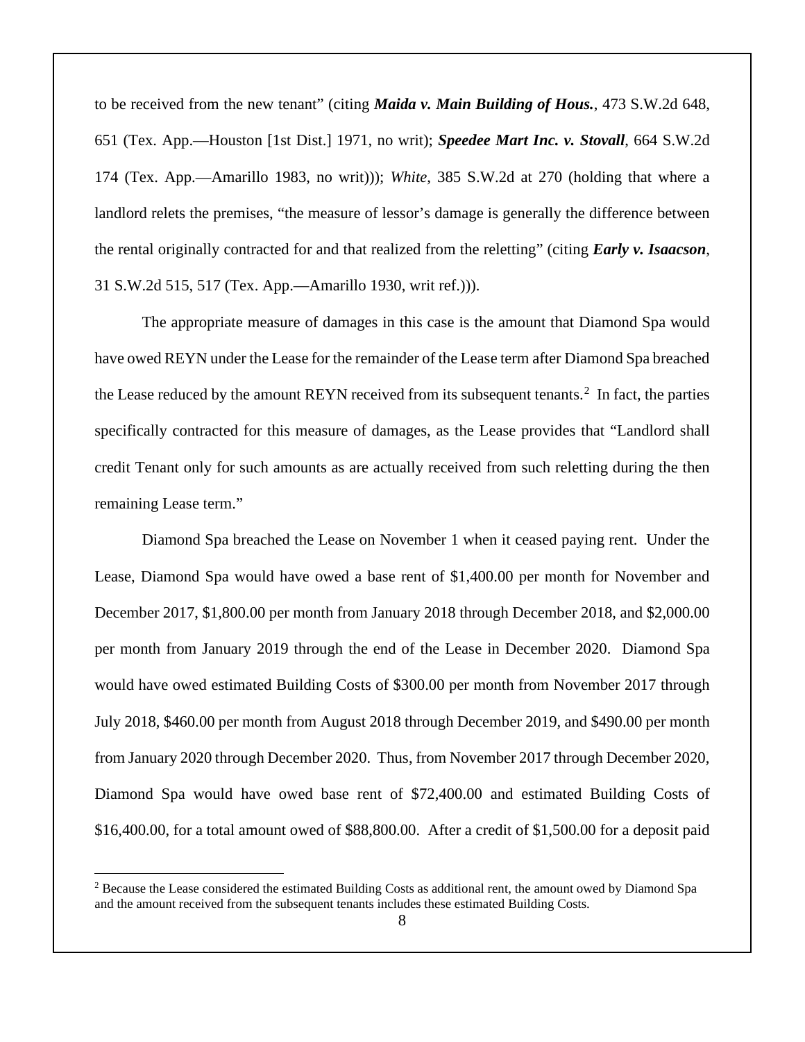to be received from the new tenant" (citing ***Maida v. Main Building of Hous.***, 473 S.W.2d 648, 651 (Tex. App.—Houston [1st Dist.] 1971, no writ); ***Speedee Mart Inc. v. Stovall***, 664 S.W.2d 174 (Tex. App.—Amarillo 1983, no writ))); *White*, 385 S.W.2d at 270 (holding that where a landlord relets the premises, "the measure of lessor's damage is generally the difference between the rental originally contracted for and that realized from the reletting" (citing ***Early v. Isaacson***, 31 S.W.2d 515, 517 (Tex. App.—Amarillo 1930, writ ref.))).

The appropriate measure of damages in this case is the amount that Diamond Spa would have owed REYN under the Lease for the remainder of the Lease term after Diamond Spa breached the Lease reduced by the amount REYN received from its subsequent tenants.[2] In fact, the parties specifically contracted for this measure of damages, as the Lease provides that "Landlord shall credit Tenant only for such amounts as are actually received from such reletting during the then remaining Lease term."

Diamond Spa breached the Lease on November 1 when it ceased paying rent. Under the Lease, Diamond Spa would have owed a base rent of $1,400.00 per month for November and December 2017, $1,800.00 per month from January 2018 through December 2018, and $2,000.00 per month from January 2019 through the end of the Lease in December 2020. Diamond Spa would have owed estimated Building Costs of $300.00 per month from November 2017 through July 2018, $460.00 per month from August 2018 through December 2019, and $490.00 per month from January 2020 through December 2020. Thus, from November 2017 through December 2020, Diamond Spa would have owed base rent of $72,400.00 and estimated Building Costs of $16,400.00, for a total amount owed of $88,800.00. After a credit of $1,500.00 for a deposit paid

[2] Because the Lease considered the estimated Building Costs as additional rent, the amount owed by Diamond Spa and the amount received from the subsequent tenants includes these estimated Building Costs.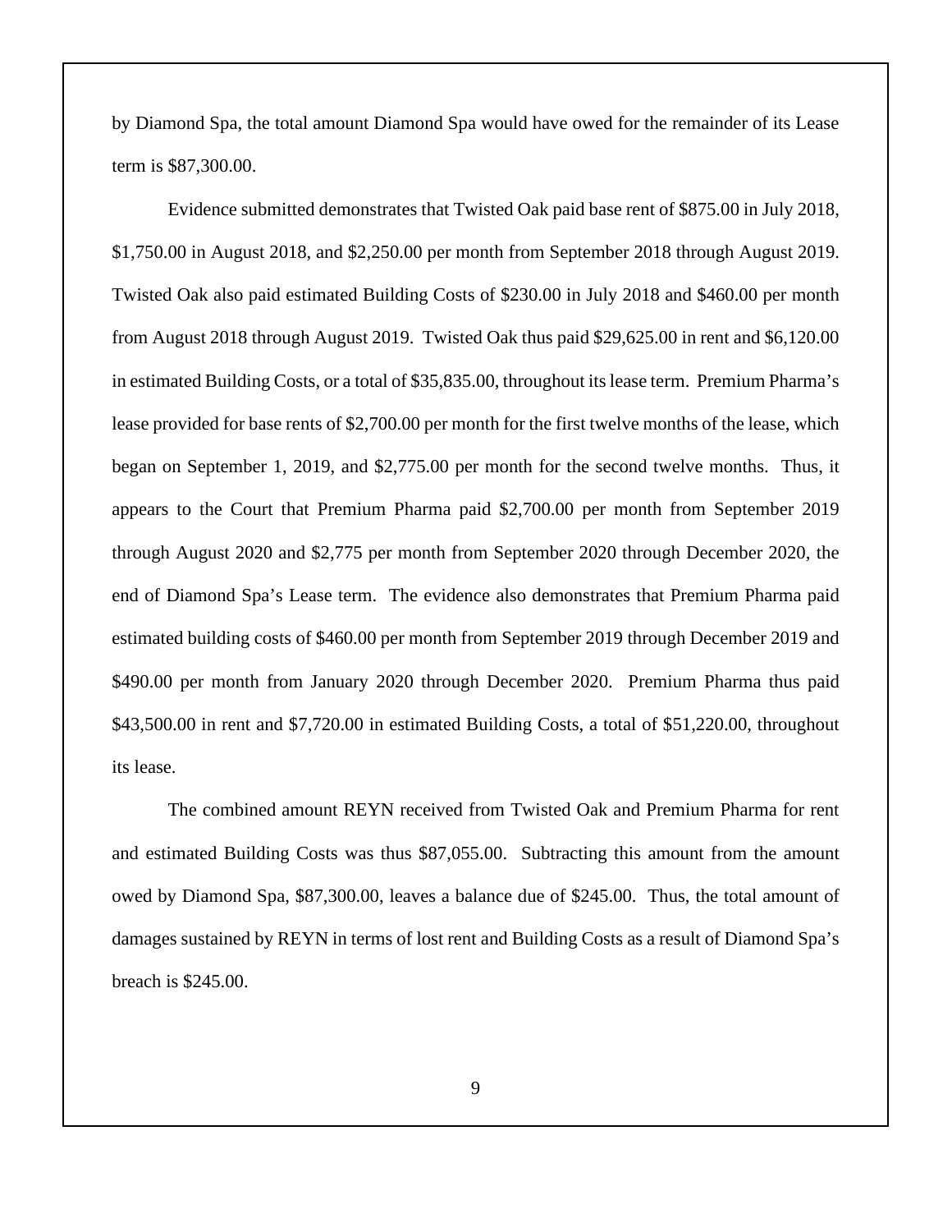by Diamond Spa, the total amount Diamond Spa would have owed for the remainder of its Lease term is $87,300.00.

Evidence submitted demonstrates that Twisted Oak paid base rent of $875.00 in July 2018, $1,750.00 in August 2018, and $2,250.00 per month from September 2018 through August 2019. Twisted Oak also paid estimated Building Costs of $230.00 in July 2018 and $460.00 per month from August 2018 through August 2019. Twisted Oak thus paid $29,625.00 in rent and $6,120.00 in estimated Building Costs, or a total of $35,835.00, throughout its lease term. Premium Pharma's lease provided for base rents of $2,700.00 per month for the first twelve months of the lease, which began on September 1, 2019, and $2,775.00 per month for the second twelve months. Thus, it appears to the Court that Premium Pharma paid $2,700.00 per month from September 2019 through August 2020 and $2,775 per month from September 2020 through December 2020, the end of Diamond Spa's Lease term. The evidence also demonstrates that Premium Pharma paid estimated building costs of $460.00 per month from September 2019 through December 2019 and $490.00 per month from January 2020 through December 2020. Premium Pharma thus paid $43,500.00 in rent and $7,720.00 in estimated Building Costs, a total of $51,220.00, throughout its lease.

The combined amount REYN received from Twisted Oak and Premium Pharma for rent and estimated Building Costs was thus $87,055.00. Subtracting this amount from the amount owed by Diamond Spa, $87,300.00, leaves a balance due of $245.00. Thus, the total amount of damages sustained by REYN in terms of lost rent and Building Costs as a result of Diamond Spa's breach is $245.00.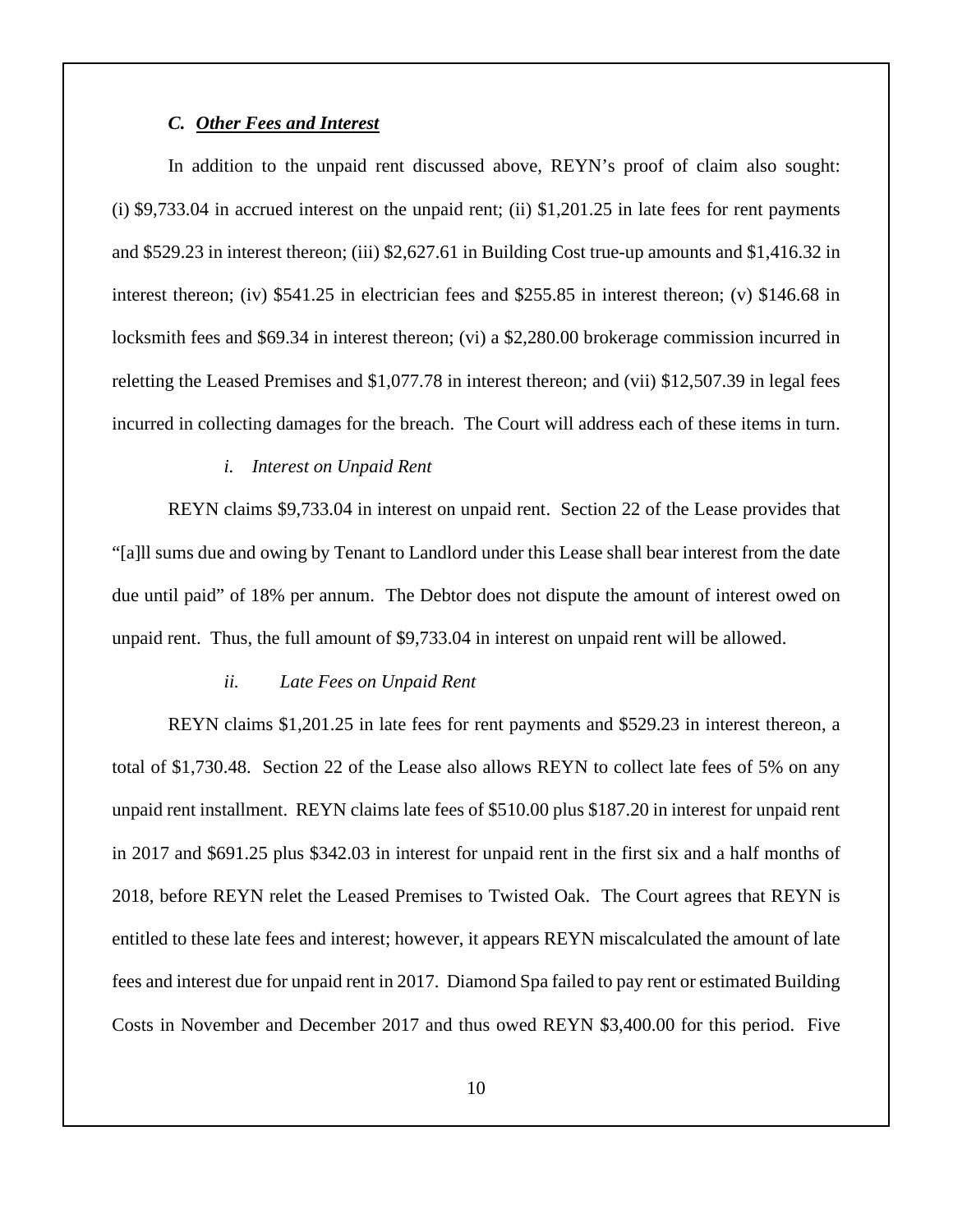### *C. Other Fees and Interest*

In addition to the unpaid rent discussed above, REYN's proof of claim also sought: (i) $9,733.04 in accrued interest on the unpaid rent; (ii) $1,201.25 in late fees for rent payments and $529.23 in interest thereon; (iii) $2,627.61 in Building Cost true-up amounts and $1,416.32 in interest thereon; (iv) $541.25 in electrician fees and $255.85 in interest thereon; (v) $146.68 in locksmith fees and $69.34 in interest thereon; (vi) a $2,280.00 brokerage commission incurred in reletting the Leased Premises and $1,077.78 in interest thereon; and (vii) $12,507.39 in legal fees incurred in collecting damages for the breach. The Court will address each of these items in turn.

#### *i. Interest on Unpaid Rent*

REYN claims $9,733.04 in interest on unpaid rent. Section 22 of the Lease provides that "[a]ll sums due and owing by Tenant to Landlord under this Lease shall bear interest from the date due until paid" of 18% per annum. The Debtor does not dispute the amount of interest owed on unpaid rent. Thus, the full amount of $9,733.04 in interest on unpaid rent will be allowed.

#### *ii. Late Fees on Unpaid Rent*

REYN claims $1,201.25 in late fees for rent payments and $529.23 in interest thereon, a total of $1,730.48. Section 22 of the Lease also allows REYN to collect late fees of 5% on any unpaid rent installment. REYN claims late fees of $510.00 plus $187.20 in interest for unpaid rent in 2017 and $691.25 plus $342.03 in interest for unpaid rent in the first six and a half months of 2018, before REYN relet the Leased Premises to Twisted Oak. The Court agrees that REYN is entitled to these late fees and interest; however, it appears REYN miscalculated the amount of late fees and interest due for unpaid rent in 2017. Diamond Spa failed to pay rent or estimated Building Costs in November and December 2017 and thus owed REYN $3,400.00 for this period. Five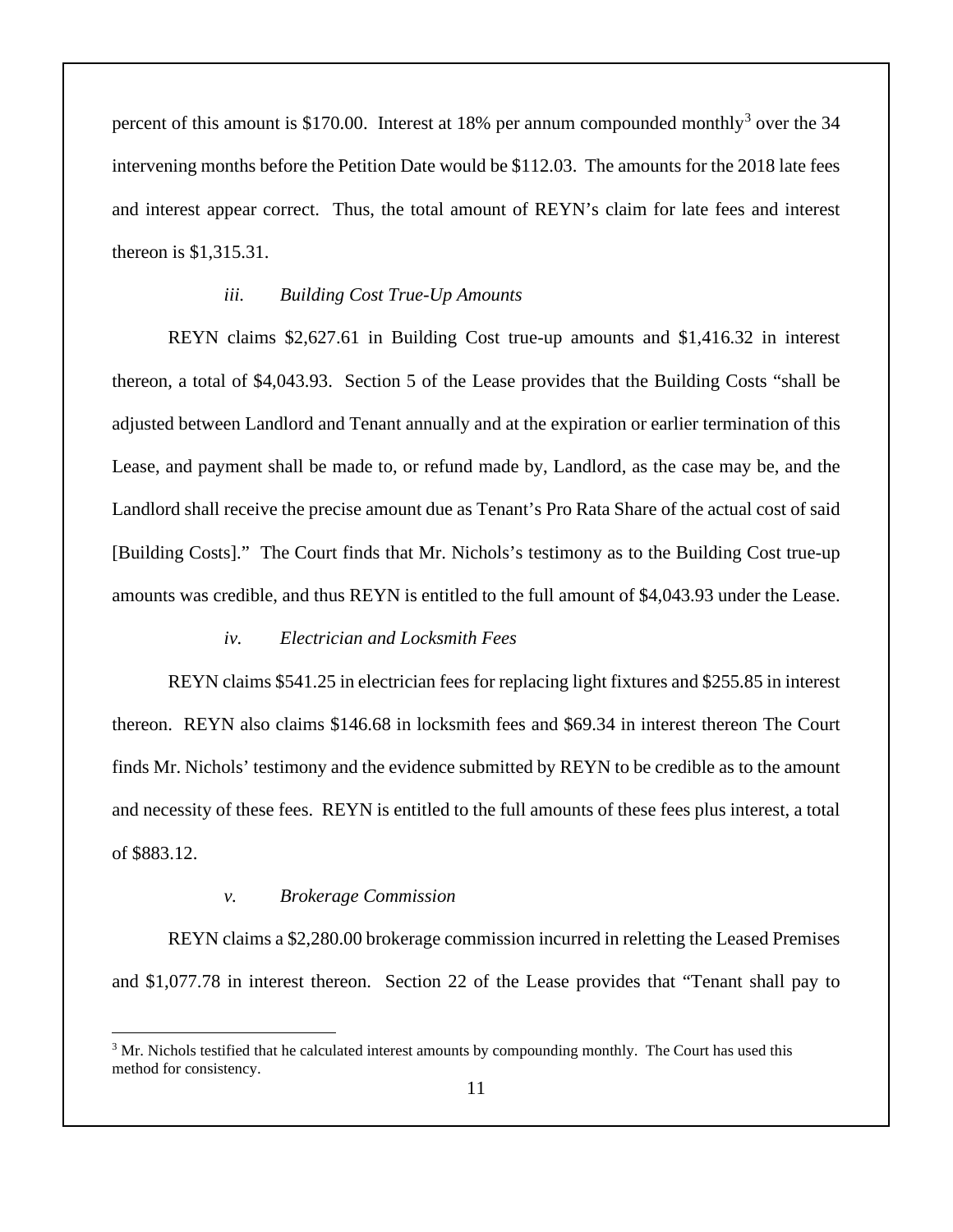percent of this amount is $170.00. Interest at 18% per annum compounded monthly[3] over the 34 intervening months before the Petition Date would be $112.03. The amounts for the 2018 late fees and interest appear correct. Thus, the total amount of REYN's claim for late fees and interest thereon is $1,315.31.

*iii. Building Cost True-Up Amounts*

REYN claims $2,627.61 in Building Cost true-up amounts and $1,416.32 in interest thereon, a total of $4,043.93. Section 5 of the Lease provides that the Building Costs "shall be adjusted between Landlord and Tenant annually and at the expiration or earlier termination of this Lease, and payment shall be made to, or refund made by, Landlord, as the case may be, and the Landlord shall receive the precise amount due as Tenant's Pro Rata Share of the actual cost of said [Building Costs]." The Court finds that Mr. Nichols's testimony as to the Building Cost true-up amounts was credible, and thus REYN is entitled to the full amount of $4,043.93 under the Lease.

*iv. Electrician and Locksmith Fees*

REYN claims $541.25 in electrician fees for replacing light fixtures and $255.85 in interest thereon. REYN also claims $146.68 in locksmith fees and $69.34 in interest thereon The Court finds Mr. Nichols' testimony and the evidence submitted by REYN to be credible as to the amount and necessity of these fees. REYN is entitled to the full amounts of these fees plus interest, a total of $883.12.

*v. Brokerage Commission*

REYN claims a $2,280.00 brokerage commission incurred in reletting the Leased Premises and $1,077.78 in interest thereon. Section 22 of the Lease provides that "Tenant shall pay to

[3] Mr. Nichols testified that he calculated interest amounts by compounding monthly. The Court has used this method for consistency.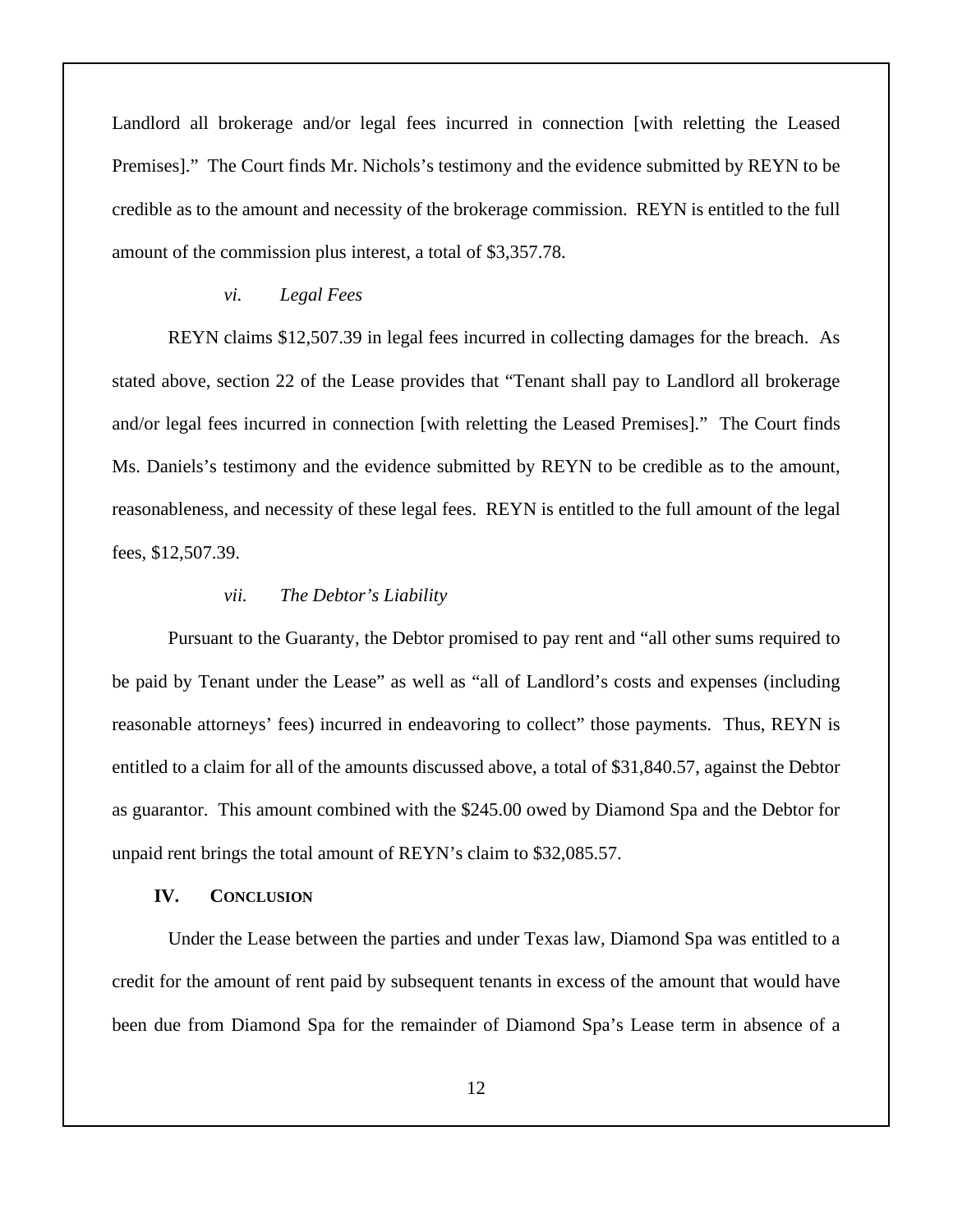Landlord all brokerage and/or legal fees incurred in connection [with reletting the Leased Premises]." The Court finds Mr. Nichols's testimony and the evidence submitted by REYN to be credible as to the amount and necessity of the brokerage commission. REYN is entitled to the full amount of the commission plus interest, a total of $3,357.78.

*vi. Legal Fees*

REYN claims $12,507.39 in legal fees incurred in collecting damages for the breach. As stated above, section 22 of the Lease provides that "Tenant shall pay to Landlord all brokerage and/or legal fees incurred in connection [with reletting the Leased Premises]." The Court finds Ms. Daniels's testimony and the evidence submitted by REYN to be credible as to the amount, reasonableness, and necessity of these legal fees. REYN is entitled to the full amount of the legal fees, $12,507.39.

*vii. The Debtor's Liability*

Pursuant to the Guaranty, the Debtor promised to pay rent and "all other sums required to be paid by Tenant under the Lease" as well as "all of Landlord's costs and expenses (including reasonable attorneys' fees) incurred in endeavoring to collect" those payments. Thus, REYN is entitled to a claim for all of the amounts discussed above, a total of $31,840.57, against the Debtor as guarantor. This amount combined with the $245.00 owed by Diamond Spa and the Debtor for unpaid rent brings the total amount of REYN's claim to $32,085.57.

## IV. CONCLUSION

Under the Lease between the parties and under Texas law, Diamond Spa was entitled to a credit for the amount of rent paid by subsequent tenants in excess of the amount that would have been due from Diamond Spa for the remainder of Diamond Spa's Lease term in absence of a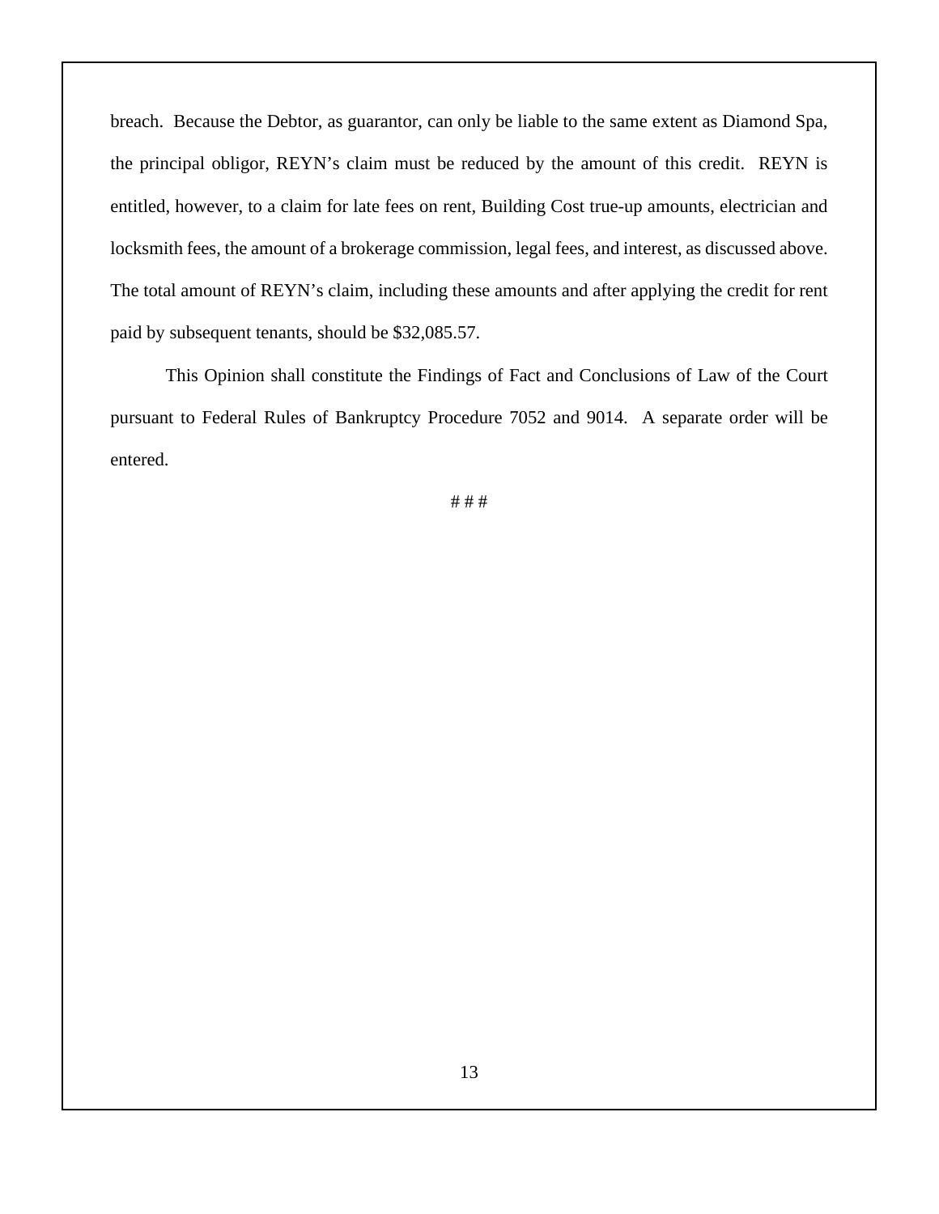breach. Because the Debtor, as guarantor, can only be liable to the same extent as Diamond Spa, the principal obligor, REYN's claim must be reduced by the amount of this credit. REYN is entitled, however, to a claim for late fees on rent, Building Cost true-up amounts, electrician and locksmith fees, the amount of a brokerage commission, legal fees, and interest, as discussed above. The total amount of REYN's claim, including these amounts and after applying the credit for rent paid by subsequent tenants, should be $32,085.57.

This Opinion shall constitute the Findings of Fact and Conclusions of Law of the Court pursuant to Federal Rules of Bankruptcy Procedure 7052 and 9014. A separate order will be entered.

# # #